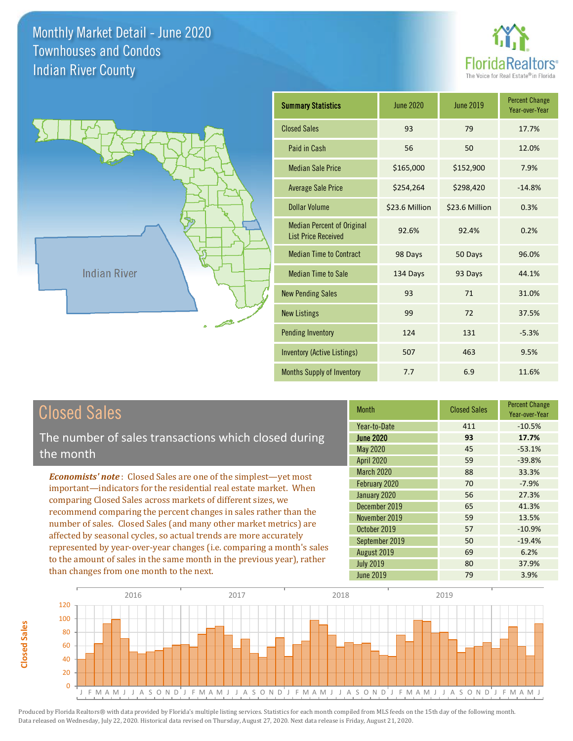# Monthly Market Detail - June 2020
## Townhouses and Condos
## Indian River County

FloridaRealtors®
The Voice for Real Estate® in Florida

Indian River

| Summary Statistics | June 2020 | June 2019 | Percent Change Year-over-Year |
|---|---|---|---|
| Closed Sales | 93 | 79 | 17.7% |
| Paid in Cash | 56 | 50 | 12.0% |
| Median Sale Price | $165,000 | $152,900 | 7.9% |
| Average Sale Price | $254,264 | $298,420 | -14.8% |
| Dollar Volume | $23.6 Million | $23.6 Million | 0.3% |
| Median Percent of Original List Price Received | 92.6% | 92.4% | 0.2% |
| Median Time to Contract | 98 Days | 50 Days | 96.0% |
| Median Time to Sale | 134 Days | 93 Days | 44.1% |
| New Pending Sales | 93 | 71 | 31.0% |
| New Listings | 99 | 72 | 37.5% |
| Pending Inventory | 124 | 131 | -5.3% |
| Inventory (Active Listings) | 507 | 463 | 9.5% |
| Months Supply of Inventory | 7.7 | 6.9 | 11.6% |

## Closed Sales

The number of sales transactions which closed during the month

***Economists' note***: Closed Sales are one of the simplest—yet most important—indicators for the residential real estate market. When comparing Closed Sales across markets of different sizes, we recommend comparing the percent changes in sales rather than the number of sales. Closed Sales (and many other market metrics) are affected by seasonal cycles, so actual trends are more accurately represented by year-over-year changes (i.e. comparing a month's sales to the amount of sales in the same month in the previous year), rather than changes from one month to the next.

| Month | Closed Sales | Percent Change Year-over-Year |
|---|---|---|
| Year-to-Date | 411 | -10.5% |
| **June 2020** | **93** | **17.7%** |
| May 2020 | 45 | -53.1% |
| April 2020 | 59 | -39.8% |
| March 2020 | 88 | 33.3% |
| February 2020 | 70 | -7.9% |
| January 2020 | 56 | 27.3% |
| December 2019 | 65 | 41.3% |
| November 2019 | 59 | 13.5% |
| October 2019 | 57 | -10.9% |
| September 2019 | 50 | -19.4% |
| August 2019 | 69 | 6.2% |
| July 2019 | 80 | 37.9% |
| June 2019 | 79 | 3.9% |

Produced by Florida Realtors® with data provided by Florida's multiple listing services. Statistics for each month compiled from MLS feeds on the 15th day of the following month. Data released on Wednesday, July 22, 2020. Historical data revised on Thursday, August 27, 2020. Next data release is Friday, August 21, 2020.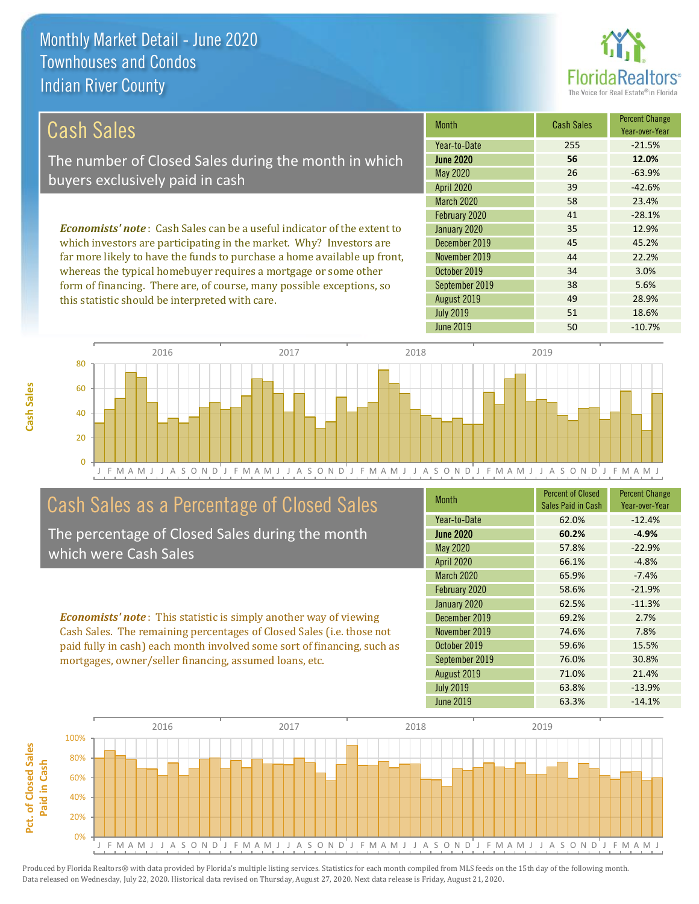# Monthly Market Detail - June 2020
## Townhouses and Condos
## Indian River County

## Cash Sales

The number of Closed Sales during the month in which buyers exclusively paid in cash

***Economists' note***: Cash Sales can be a useful indicator of the extent to which investors are participating in the market. Why? Investors are far more likely to have the funds to purchase a home available up front, whereas the typical homebuyer requires a mortgage or some other form of financing. There are, of course, many possible exceptions, so this statistic should be interpreted with care.

| Month | Cash Sales | Percent Change Year-over-Year |
|---|---|---|
| Year-to-Date | 255 | -21.5% |
| **June 2020** | **56** | **12.0%** |
| May 2020 | 26 | -63.9% |
| April 2020 | 39 | -42.6% |
| March 2020 | 58 | 23.4% |
| February 2020 | 41 | -28.1% |
| January 2020 | 35 | 12.9% |
| December 2019 | 45 | 45.2% |
| November 2019 | 44 | 22.2% |
| October 2019 | 34 | 3.0% |
| September 2019 | 38 | 5.6% |
| August 2019 | 49 | 28.9% |
| July 2019 | 51 | 18.6% |
| June 2019 | 50 | -10.7% |

## Cash Sales as a Percentage of Closed Sales

The percentage of Closed Sales during the month which were Cash Sales

***Economists' note***: This statistic is simply another way of viewing Cash Sales. The remaining percentages of Closed Sales (i.e. those not paid fully in cash) each month involved some sort of financing, such as mortgages, owner/seller financing, assumed loans, etc.

| Month | Percent of Closed Sales Paid in Cash | Percent Change Year-over-Year |
|---|---|---|
| Year-to-Date | 62.0% | -12.4% |
| **June 2020** | **60.2%** | **-4.9%** |
| May 2020 | 57.8% | -22.9% |
| April 2020 | 66.1% | -4.8% |
| March 2020 | 65.9% | -7.4% |
| February 2020 | 58.6% | -21.9% |
| January 2020 | 62.5% | -11.3% |
| December 2019 | 69.2% | 2.7% |
| November 2019 | 74.6% | 7.8% |
| October 2019 | 59.6% | 15.5% |
| September 2019 | 76.0% | 30.8% |
| August 2019 | 71.0% | 21.4% |
| July 2019 | 63.8% | -13.9% |
| June 2019 | 63.3% | -14.1% |

Produced by Florida Realtors® with data provided by Florida's multiple listing services. Statistics for each month compiled from MLS feeds on the 15th day of the following month. Data released on Wednesday, July 22, 2020. Historical data revised on Thursday, August 27, 2020. Next data release is Friday, August 21, 2020.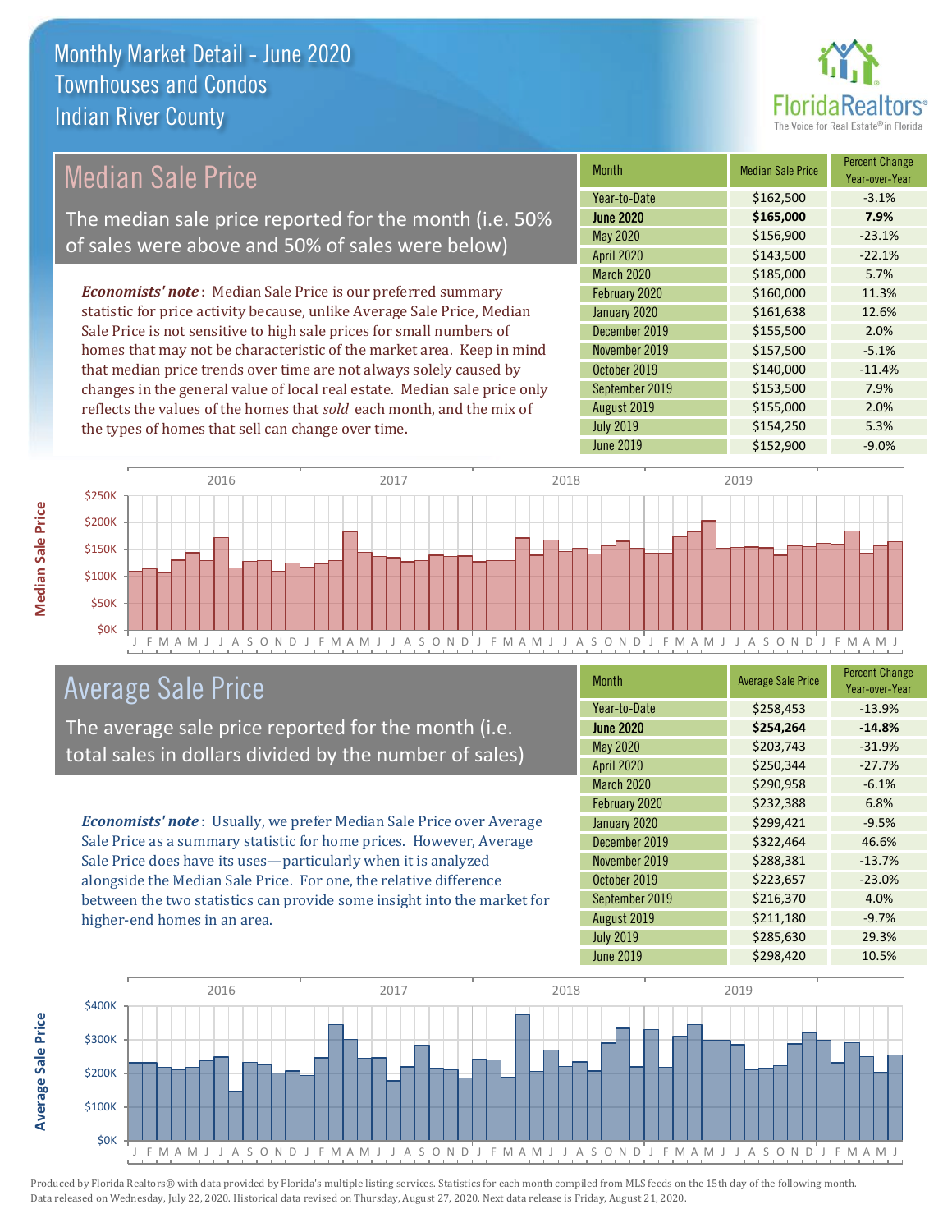# Monthly Market Detail - June 2020
## Townhouses and Condos
## Indian River County

## Median Sale Price

The median sale price reported for the month (i.e. 50% of sales were above and 50% of sales were below)

*Economists' note*: Median Sale Price is our preferred summary statistic for price activity because, unlike Average Sale Price, Median Sale Price is not sensitive to high sale prices for small numbers of homes that may not be characteristic of the market area. Keep in mind that median price trends over time are not always solely caused by changes in the general value of local real estate. Median sale price only reflects the values of the homes that *sold* each month, and the mix of the types of homes that sell can change over time.

| Month | Median Sale Price | Percent Change Year-over-Year |
|---|---|---|
| Year-to-Date | $162,500 | -3.1% |
| **June 2020** | **$165,000** | **7.9%** |
| May 2020 | $156,900 | -23.1% |
| April 2020 | $143,500 | -22.1% |
| March 2020 | $185,000 | 5.7% |
| February 2020 | $160,000 | 11.3% |
| January 2020 | $161,638 | 12.6% |
| December 2019 | $155,500 | 2.0% |
| November 2019 | $157,500 | -5.1% |
| October 2019 | $140,000 | -11.4% |
| September 2019 | $153,500 | 7.9% |
| August 2019 | $155,000 | 2.0% |
| July 2019 | $154,250 | 5.3% |
| June 2019 | $152,900 | -9.0% |

## Average Sale Price

The average sale price reported for the month (i.e. total sales in dollars divided by the number of sales)

*Economists' note*: Usually, we prefer Median Sale Price over Average Sale Price as a summary statistic for home prices. However, Average Sale Price does have its uses—particularly when it is analyzed alongside the Median Sale Price. For one, the relative difference between the two statistics can provide some insight into the market for higher-end homes in an area.

| Month | Average Sale Price | Percent Change Year-over-Year |
|---|---|---|
| Year-to-Date | $258,453 | -13.9% |
| **June 2020** | **$254,264** | **-14.8%** |
| May 2020 | $203,743 | -31.9% |
| April 2020 | $250,344 | -27.7% |
| March 2020 | $290,958 | -6.1% |
| February 2020 | $232,388 | 6.8% |
| January 2020 | $299,421 | -9.5% |
| December 2019 | $322,464 | 46.6% |
| November 2019 | $288,381 | -13.7% |
| October 2019 | $223,657 | -23.0% |
| September 2019 | $216,370 | 4.0% |
| August 2019 | $211,180 | -9.7% |
| July 2019 | $285,630 | 29.3% |
| June 2019 | $298,420 | 10.5% |

Produced by Florida Realtors® with data provided by Florida's multiple listing services. Statistics for each month compiled from MLS feeds on the 15th day of the following month. Data released on Wednesday, July 22, 2020. Historical data revised on Thursday, August 27, 2020. Next data release is Friday, August 21, 2020.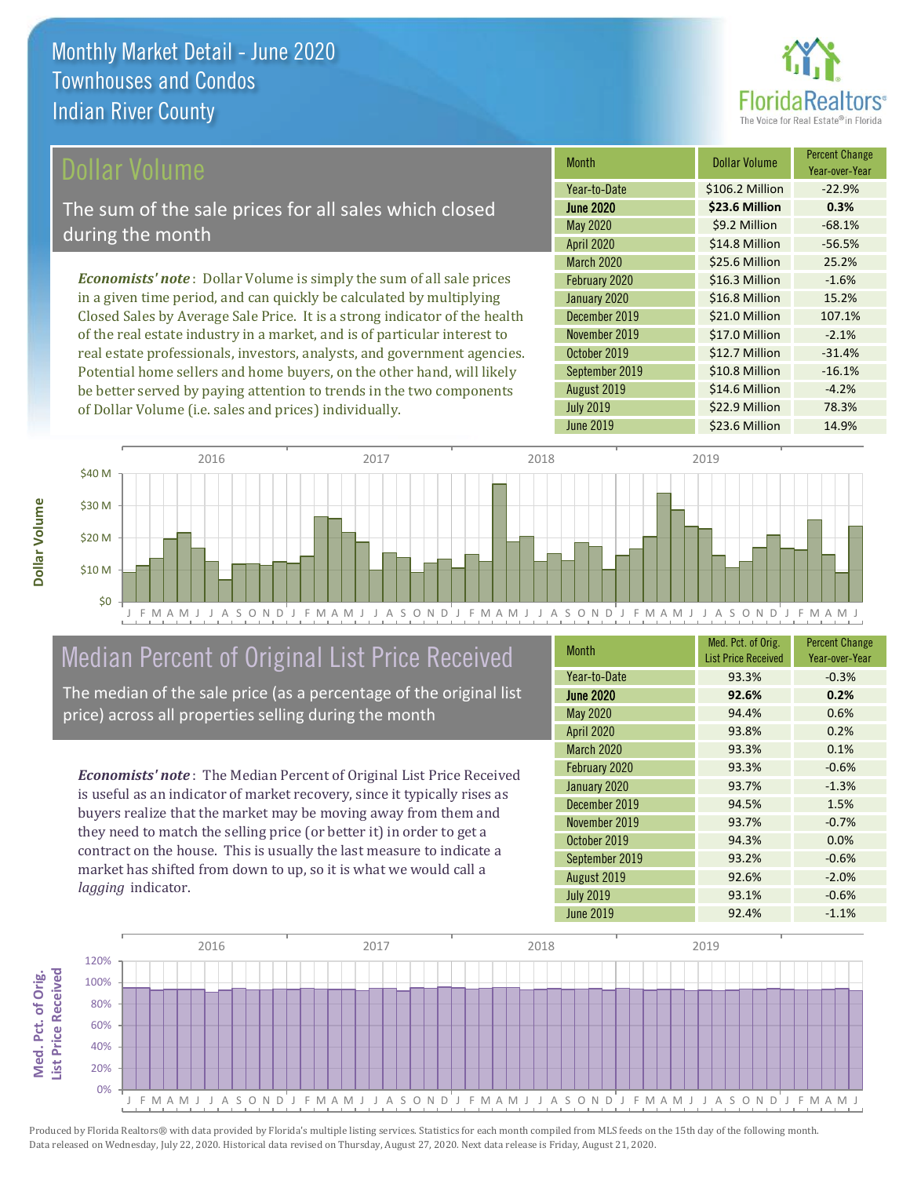# Monthly Market Detail - June 2020
## Townhouses and Condos
## Indian River County

## Dollar Volume

The sum of the sale prices for all sales which closed during the month

***Economists' note***: Dollar Volume is simply the sum of all sale prices in a given time period, and can quickly be calculated by multiplying Closed Sales by Average Sale Price. It is a strong indicator of the health of the real estate industry in a market, and is of particular interest to real estate professionals, investors, analysts, and government agencies. Potential home sellers and home buyers, on the other hand, will likely be better served by paying attention to trends in the two components of Dollar Volume (i.e. sales and prices) individually.

| Month | Dollar Volume | Percent Change Year-over-Year |
|---|---|---|
| Year-to-Date | $106.2 Million | -22.9% |
| **June 2020** | **$23.6 Million** | **0.3%** |
| May 2020 | $9.2 Million | -68.1% |
| April 2020 | $14.8 Million | -56.5% |
| March 2020 | $25.6 Million | 25.2% |
| February 2020 | $16.3 Million | -1.6% |
| January 2020 | $16.8 Million | 15.2% |
| December 2019 | $21.0 Million | 107.1% |
| November 2019 | $17.0 Million | -2.1% |
| October 2019 | $12.7 Million | -31.4% |
| September 2019 | $10.8 Million | -16.1% |
| August 2019 | $14.6 Million | -4.2% |
| July 2019 | $22.9 Million | 78.3% |
| June 2019 | $23.6 Million | 14.9% |

## Median Percent of Original List Price Received

The median of the sale price (as a percentage of the original list price) across all properties selling during the month

***Economists' note***: The Median Percent of Original List Price Received is useful as an indicator of market recovery, since it typically rises as buyers realize that the market may be moving away from them and they need to match the selling price (or better it) in order to get a contract on the house. This is usually the last measure to indicate a market has shifted from down to up, so it is what we would call a *lagging* indicator.

| Month | Med. Pct. of Orig. List Price Received | Percent Change Year-over-Year |
|---|---|---|
| Year-to-Date | 93.3% | -0.3% |
| **June 2020** | **92.6%** | **0.2%** |
| May 2020 | 94.4% | 0.6% |
| April 2020 | 93.8% | 0.2% |
| March 2020 | 93.3% | 0.1% |
| February 2020 | 93.3% | -0.6% |
| January 2020 | 93.7% | -1.3% |
| December 2019 | 94.5% | 1.5% |
| November 2019 | 93.7% | -0.7% |
| October 2019 | 94.3% | 0.0% |
| September 2019 | 93.2% | -0.6% |
| August 2019 | 92.6% | -2.0% |
| July 2019 | 93.1% | -0.6% |
| June 2019 | 92.4% | -1.1% |

Produced by Florida Realtors® with data provided by Florida's multiple listing services. Statistics for each month compiled from MLS feeds on the 15th day of the following month. Data released on Wednesday, July 22, 2020. Historical data revised on Thursday, August 27, 2020. Next data release is Friday, August 21, 2020.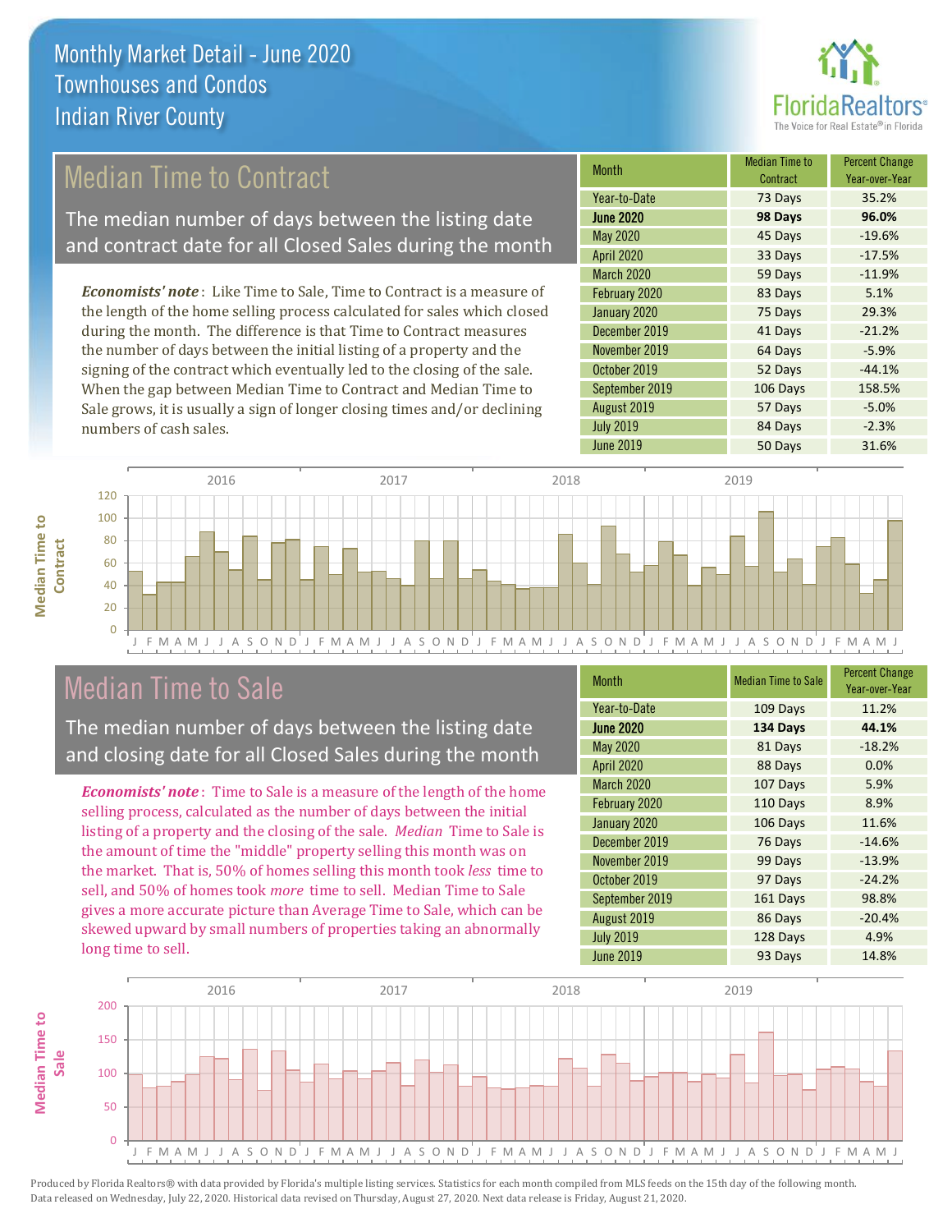# Monthly Market Detail - June 2020
## Townhouses and Condos
## Indian River County

## Median Time to Contract

The median number of days between the listing date and contract date for all Closed Sales during the month

*Economists' note*: Like Time to Sale, Time to Contract is a measure of the length of the home selling process calculated for sales which closed during the month. The difference is that Time to Contract measures the number of days between the initial listing of a property and the signing of the contract which eventually led to the closing of the sale. When the gap between Median Time to Contract and Median Time to Sale grows, it is usually a sign of longer closing times and/or declining numbers of cash sales.

| Month | Median Time to Contract | Percent Change Year-over-Year |
|---|---|---|
| Year-to-Date | 73 Days | 35.2% |
| **June 2020** | **98 Days** | **96.0%** |
| May 2020 | 45 Days | -19.6% |
| April 2020 | 33 Days | -17.5% |
| March 2020 | 59 Days | -11.9% |
| February 2020 | 83 Days | 5.1% |
| January 2020 | 75 Days | 29.3% |
| December 2019 | 41 Days | -21.2% |
| November 2019 | 64 Days | -5.9% |
| October 2019 | 52 Days | -44.1% |
| September 2019 | 106 Days | 158.5% |
| August 2019 | 57 Days | -5.0% |
| July 2019 | 84 Days | -2.3% |
| June 2019 | 50 Days | 31.6% |

## Median Time to Sale

The median number of days between the listing date and closing date for all Closed Sales during the month

*Economists' note*: Time to Sale is a measure of the length of the home selling process, calculated as the number of days between the initial listing of a property and the closing of the sale. *Median* Time to Sale is the amount of time the "middle" property selling this month was on the market. That is, 50% of homes selling this month took *less* time to sell, and 50% of homes took *more* time to sell. Median Time to Sale gives a more accurate picture than Average Time to Sale, which can be skewed upward by small numbers of properties taking an abnormally long time to sell.

| Month | Median Time to Sale | Percent Change Year-over-Year |
|---|---|---|
| Year-to-Date | 109 Days | 11.2% |
| **June 2020** | **134 Days** | **44.1%** |
| May 2020 | 81 Days | -18.2% |
| April 2020 | 88 Days | 0.0% |
| March 2020 | 107 Days | 5.9% |
| February 2020 | 110 Days | 8.9% |
| January 2020 | 106 Days | 11.6% |
| December 2019 | 76 Days | -14.6% |
| November 2019 | 99 Days | -13.9% |
| October 2019 | 97 Days | -24.2% |
| September 2019 | 161 Days | 98.8% |
| August 2019 | 86 Days | -20.4% |
| July 2019 | 128 Days | 4.9% |
| June 2019 | 93 Days | 14.8% |

Produced by Florida Realtors® with data provided by Florida's multiple listing services. Statistics for each month compiled from MLS feeds on the 15th day of the following month. Data released on Wednesday, July 22, 2020. Historical data revised on Thursday, August 27, 2020. Next data release is Friday, August 21, 2020.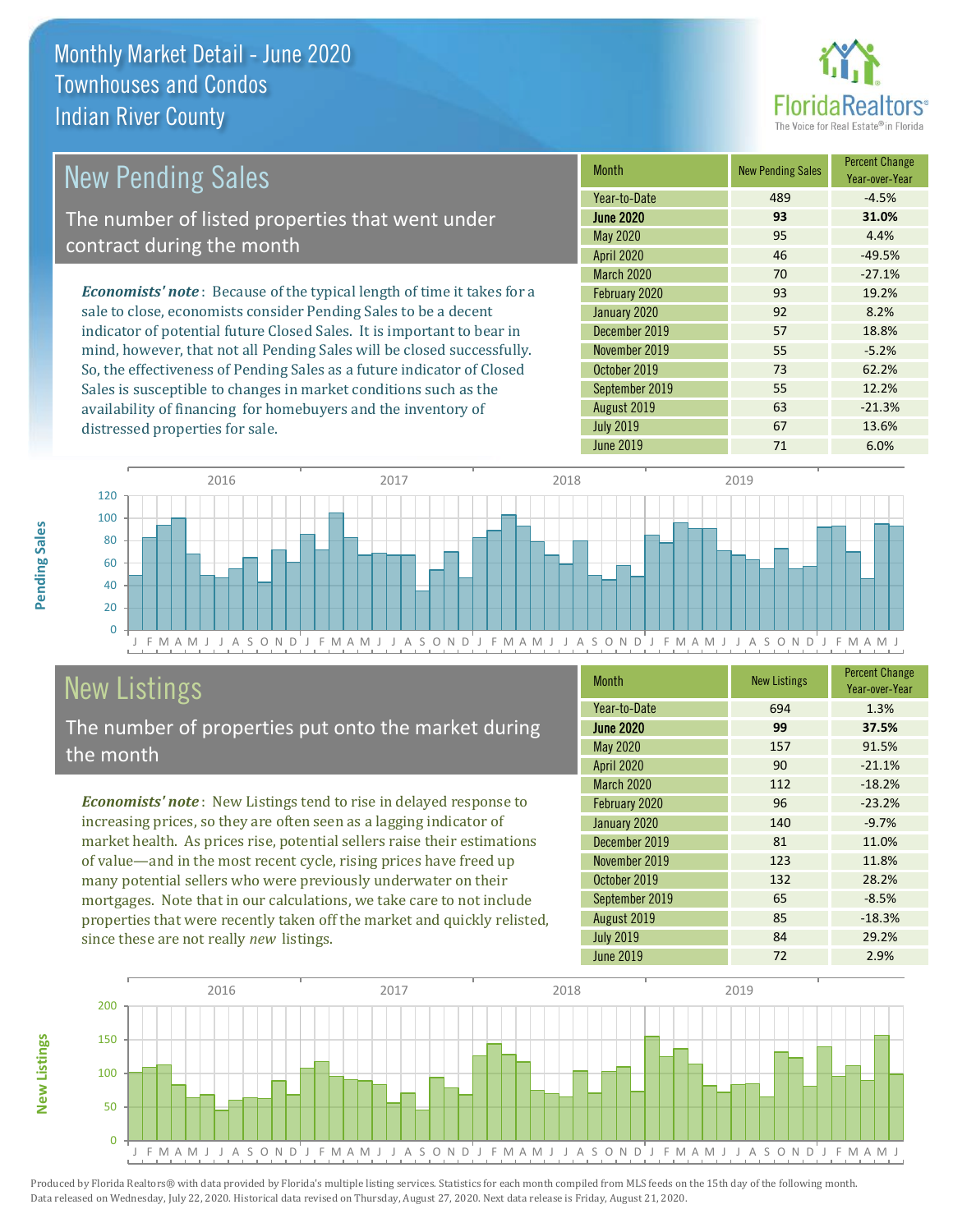# Monthly Market Detail - June 2020
## Townhouses and Condos
## Indian River County

## New Pending Sales

The number of listed properties that went under contract during the month

*Economists' note*: Because of the typical length of time it takes for a sale to close, economists consider Pending Sales to be a decent indicator of potential future Closed Sales. It is important to bear in mind, however, that not all Pending Sales will be closed successfully. So, the effectiveness of Pending Sales as a future indicator of Closed Sales is susceptible to changes in market conditions such as the availability of financing for homebuyers and the inventory of distressed properties for sale.

| Month | New Pending Sales | Percent Change Year-over-Year |
|---|---|---|
| Year-to-Date | 489 | -4.5% |
| **June 2020** | **93** | **31.0%** |
| May 2020 | 95 | 4.4% |
| April 2020 | 46 | -49.5% |
| March 2020 | 70 | -27.1% |
| February 2020 | 93 | 19.2% |
| January 2020 | 92 | 8.2% |
| December 2019 | 57 | 18.8% |
| November 2019 | 55 | -5.2% |
| October 2019 | 73 | 62.2% |
| September 2019 | 55 | 12.2% |
| August 2019 | 63 | -21.3% |
| July 2019 | 67 | 13.6% |
| June 2019 | 71 | 6.0% |

## New Listings

The number of properties put onto the market during the month

*Economists' note*: New Listings tend to rise in delayed response to increasing prices, so they are often seen as a lagging indicator of market health. As prices rise, potential sellers raise their estimations of value—and in the most recent cycle, rising prices have freed up many potential sellers who were previously underwater on their mortgages. Note that in our calculations, we take care to not include properties that were recently taken off the market and quickly relisted, since these are not really *new* listings.

| Month | New Listings | Percent Change Year-over-Year |
|---|---|---|
| Year-to-Date | 694 | 1.3% |
| **June 2020** | **99** | **37.5%** |
| May 2020 | 157 | 91.5% |
| April 2020 | 90 | -21.1% |
| March 2020 | 112 | -18.2% |
| February 2020 | 96 | -23.2% |
| January 2020 | 140 | -9.7% |
| December 2019 | 81 | 11.0% |
| November 2019 | 123 | 11.8% |
| October 2019 | 132 | 28.2% |
| September 2019 | 65 | -8.5% |
| August 2019 | 85 | -18.3% |
| July 2019 | 84 | 29.2% |
| June 2019 | 72 | 2.9% |

Produced by Florida Realtors® with data provided by Florida's multiple listing services. Statistics for each month compiled from MLS feeds on the 15th day of the following month. Data released on Wednesday, July 22, 2020. Historical data revised on Thursday, August 27, 2020. Next data release is Friday, August 21, 2020.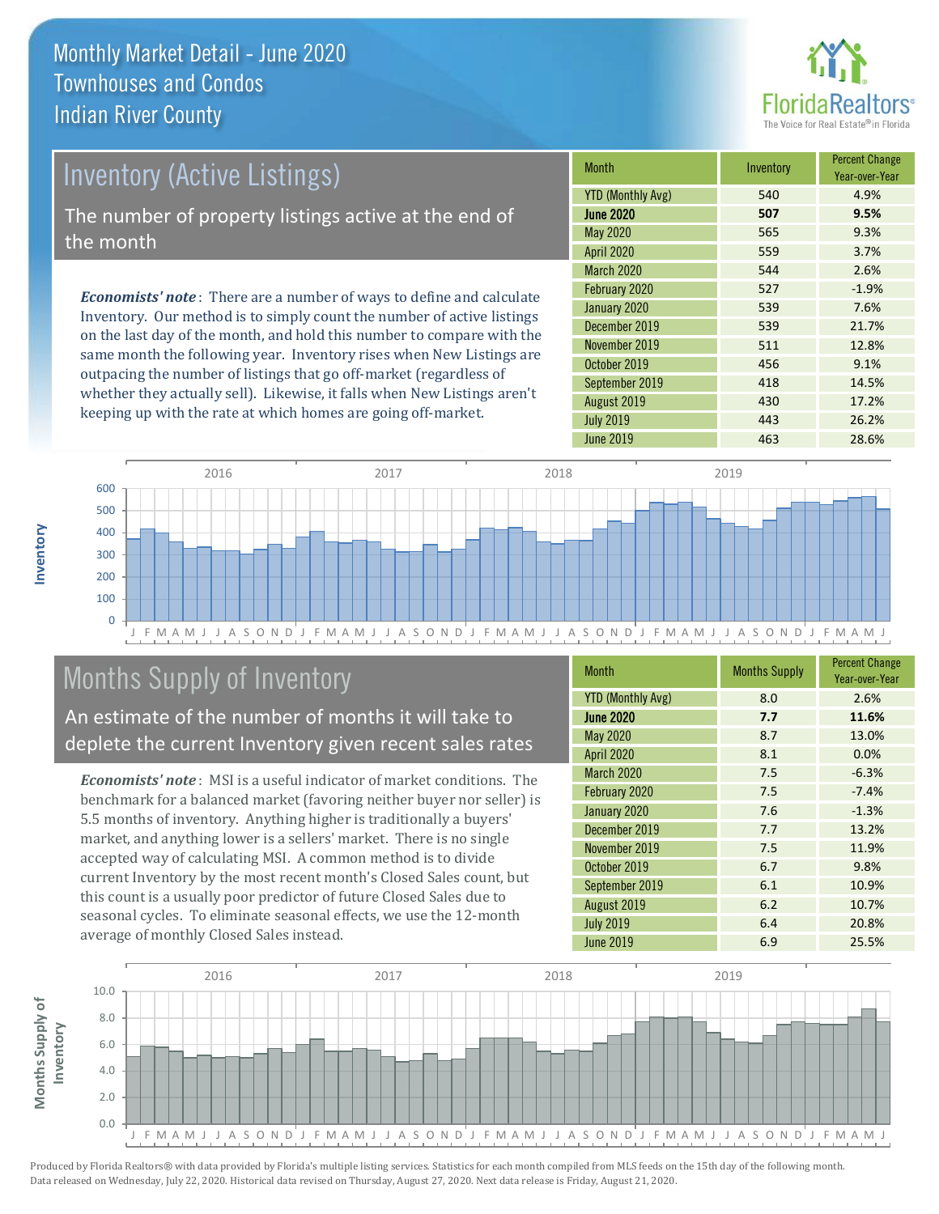# Monthly Market Detail - June 2020
## Townhouses and Condos
## Indian River County

## Inventory (Active Listings)

The number of property listings active at the end of the month

*Economists' note*: There are a number of ways to define and calculate Inventory. Our method is to simply count the number of active listings on the last day of the month, and hold this number to compare with the same month the following year. Inventory rises when New Listings are outpacing the number of listings that go off-market (regardless of whether they actually sell). Likewise, it falls when New Listings aren't keeping up with the rate at which homes are going off-market.

| Month | Inventory | Percent Change Year-over-Year |
|---|---|---|
| YTD (Monthly Avg) | 540 | 4.9% |
| **June 2020** | **507** | **9.5%** |
| May 2020 | 565 | 9.3% |
| April 2020 | 559 | 3.7% |
| March 2020 | 544 | 2.6% |
| February 2020 | 527 | -1.9% |
| January 2020 | 539 | 7.6% |
| December 2019 | 539 | 21.7% |
| November 2019 | 511 | 12.8% |
| October 2019 | 456 | 9.1% |
| September 2019 | 418 | 14.5% |
| August 2019 | 430 | 17.2% |
| July 2019 | 443 | 26.2% |
| June 2019 | 463 | 28.6% |

## Months Supply of Inventory

An estimate of the number of months it will take to deplete the current Inventory given recent sales rates

*Economists' note*: MSI is a useful indicator of market conditions. The benchmark for a balanced market (favoring neither buyer nor seller) is 5.5 months of inventory. Anything higher is traditionally a buyers' market, and anything lower is a sellers' market. There is no single accepted way of calculating MSI. A common method is to divide current Inventory by the most recent month's Closed Sales count, but this count is a usually poor predictor of future Closed Sales due to seasonal cycles. To eliminate seasonal effects, we use the 12-month average of monthly Closed Sales instead.

| Month | Months Supply | Percent Change Year-over-Year |
|---|---|---|
| YTD (Monthly Avg) | 8.0 | 2.6% |
| **June 2020** | **7.7** | **11.6%** |
| May 2020 | 8.7 | 13.0% |
| April 2020 | 8.1 | 0.0% |
| March 2020 | 7.5 | -6.3% |
| February 2020 | 7.5 | -7.4% |
| January 2020 | 7.6 | -1.3% |
| December 2019 | 7.7 | 13.2% |
| November 2019 | 7.5 | 11.9% |
| October 2019 | 6.7 | 9.8% |
| September 2019 | 6.1 | 10.9% |
| August 2019 | 6.2 | 10.7% |
| July 2019 | 6.4 | 20.8% |
| June 2019 | 6.9 | 25.5% |

Produced by Florida Realtors® with data provided by Florida's multiple listing services. Statistics for each month compiled from MLS feeds on the 15th day of the following month. Data released on Wednesday, July 22, 2020. Historical data revised on Thursday, August 27, 2020. Next data release is Friday, August 21, 2020.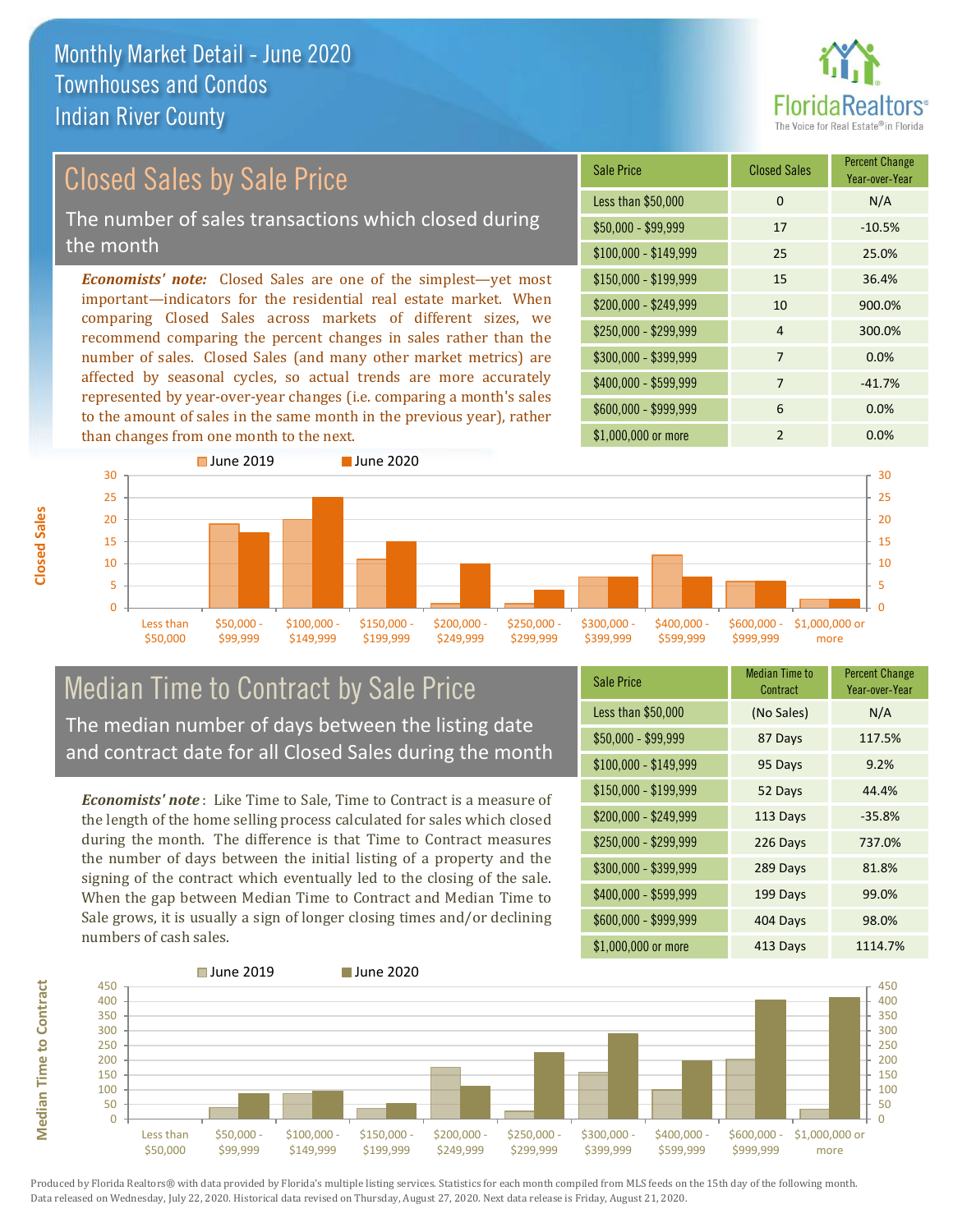# Monthly Market Detail - June 2020
## Townhouses and Condos
## Indian River County

## Closed Sales by Sale Price

The number of sales transactions which closed during the month

***Economists' note:*** Closed Sales are one of the simplest—yet most important—indicators for the residential real estate market. When comparing Closed Sales across markets of different sizes, we recommend comparing the percent changes in sales rather than the number of sales. Closed Sales (and many other market metrics) are affected by seasonal cycles, so actual trends are more accurately represented by year-over-year changes (i.e. comparing a month's sales to the amount of sales in the same month in the previous year), rather than changes from one month to the next.

| Sale Price | Closed Sales | Percent Change Year-over-Year |
|---|---|---|
| Less than $50,000 | 0 | N/A |
| $50,000 - $99,999 | 17 | -10.5% |
| $100,000 - $149,999 | 25 | 25.0% |
| $150,000 - $199,999 | 15 | 36.4% |
| $200,000 - $249,999 | 10 | 900.0% |
| $250,000 - $299,999 | 4 | 300.0% |
| $300,000 - $399,999 | 7 | 0.0% |
| $400,000 - $599,999 | 7 | -41.7% |
| $600,000 - $999,999 | 6 | 0.0% |
| $1,000,000 or more | 2 | 0.0% |

## Median Time to Contract by Sale Price

The median number of days between the listing date and contract date for all Closed Sales during the month

***Economists' note*:** Like Time to Sale, Time to Contract is a measure of the length of the home selling process calculated for sales which closed during the month. The difference is that Time to Contract measures the number of days between the initial listing of a property and the signing of the contract which eventually led to the closing of the sale. When the gap between Median Time to Contract and Median Time to Sale grows, it is usually a sign of longer closing times and/or declining numbers of cash sales.

| Sale Price | Median Time to Contract | Percent Change Year-over-Year |
|---|---|---|
| Less than $50,000 | (No Sales) | N/A |
| $50,000 - $99,999 | 87 Days | 117.5% |
| $100,000 - $149,999 | 95 Days | 9.2% |
| $150,000 - $199,999 | 52 Days | 44.4% |
| $200,000 - $249,999 | 113 Days | -35.8% |
| $250,000 - $299,999 | 226 Days | 737.0% |
| $300,000 - $399,999 | 289 Days | 81.8% |
| $400,000 - $599,999 | 199 Days | 99.0% |
| $600,000 - $999,999 | 404 Days | 98.0% |
| $1,000,000 or more | 413 Days | 1114.7% |

Produced by Florida Realtors® with data provided by Florida's multiple listing services. Statistics for each month compiled from MLS feeds on the 15th day of the following month. Data released on Wednesday, July 22, 2020. Historical data revised on Thursday, August 27, 2020. Next data release is Friday, August 21, 2020.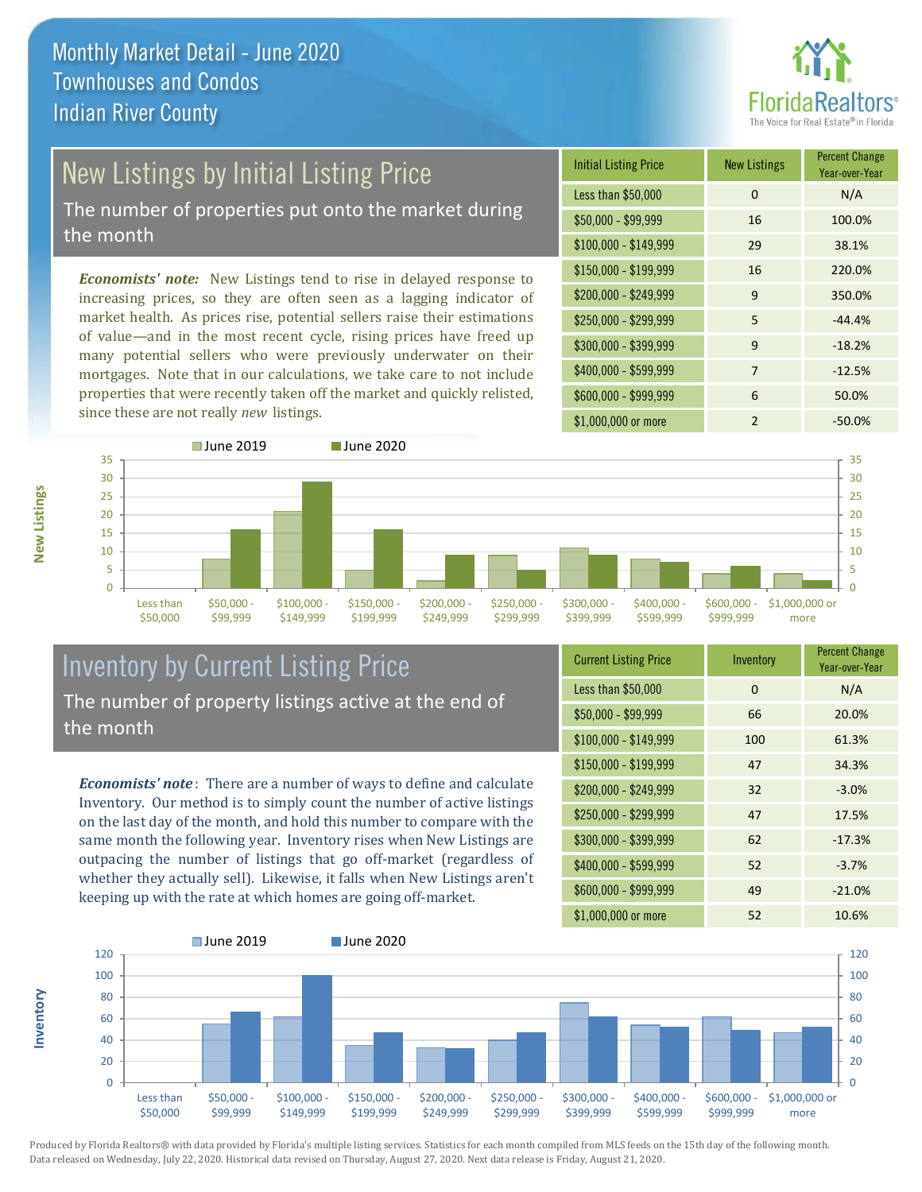# Monthly Market Detail - June 2020
## Townhouses and Condos
## Indian River County

## New Listings by Initial Listing Price

The number of properties put onto the market during the month

*Economists' note:* New Listings tend to rise in delayed response to increasing prices, so they are often seen as a lagging indicator of market health. As prices rise, potential sellers raise their estimations of value—and in the most recent cycle, rising prices have freed up many potential sellers who were previously underwater on their mortgages. Note that in our calculations, we take care to not include properties that were recently taken off the market and quickly relisted, since these are not really *new* listings.

| Initial Listing Price | New Listings | Percent Change Year-over-Year |
|---|---|---|
| Less than $50,000 | 0 | N/A |
| $50,000 - $99,999 | 16 | 100.0% |
| $100,000 - $149,999 | 29 | 38.1% |
| $150,000 - $199,999 | 16 | 220.0% |
| $200,000 - $249,999 | 9 | 350.0% |
| $250,000 - $299,999 | 5 | -44.4% |
| $300,000 - $399,999 | 9 | -18.2% |
| $400,000 - $599,999 | 7 | -12.5% |
| $600,000 - $999,999 | 6 | 50.0% |
| $1,000,000 or more | 2 | -50.0% |

## Inventory by Current Listing Price

The number of property listings active at the end of the month

*Economists' note*: There are a number of ways to define and calculate Inventory. Our method is to simply count the number of active listings on the last day of the month, and hold this number to compare with the same month the following year. Inventory rises when New Listings are outpacing the number of listings that go off-market (regardless of whether they actually sell). Likewise, it falls when New Listings aren't keeping up with the rate at which homes are going off-market.

| Current Listing Price | Inventory | Percent Change Year-over-Year |
|---|---|---|
| Less than $50,000 | 0 | N/A |
| $50,000 - $99,999 | 66 | 20.0% |
| $100,000 - $149,999 | 100 | 61.3% |
| $150,000 - $199,999 | 47 | 34.3% |
| $200,000 - $249,999 | 32 | -3.0% |
| $250,000 - $299,999 | 47 | 17.5% |
| $300,000 - $399,999 | 62 | -17.3% |
| $400,000 - $599,999 | 52 | -3.7% |
| $600,000 - $999,999 | 49 | -21.0% |
| $1,000,000 or more | 52 | 10.6% |

Produced by Florida Realtors® with data provided by Florida's multiple listing services. Statistics for each month compiled from MLS feeds on the 15th day of the following month. Data released on Wednesday, July 22, 2020. Historical data revised on Thursday, August 27, 2020. Next data release is Friday, August 21, 2020.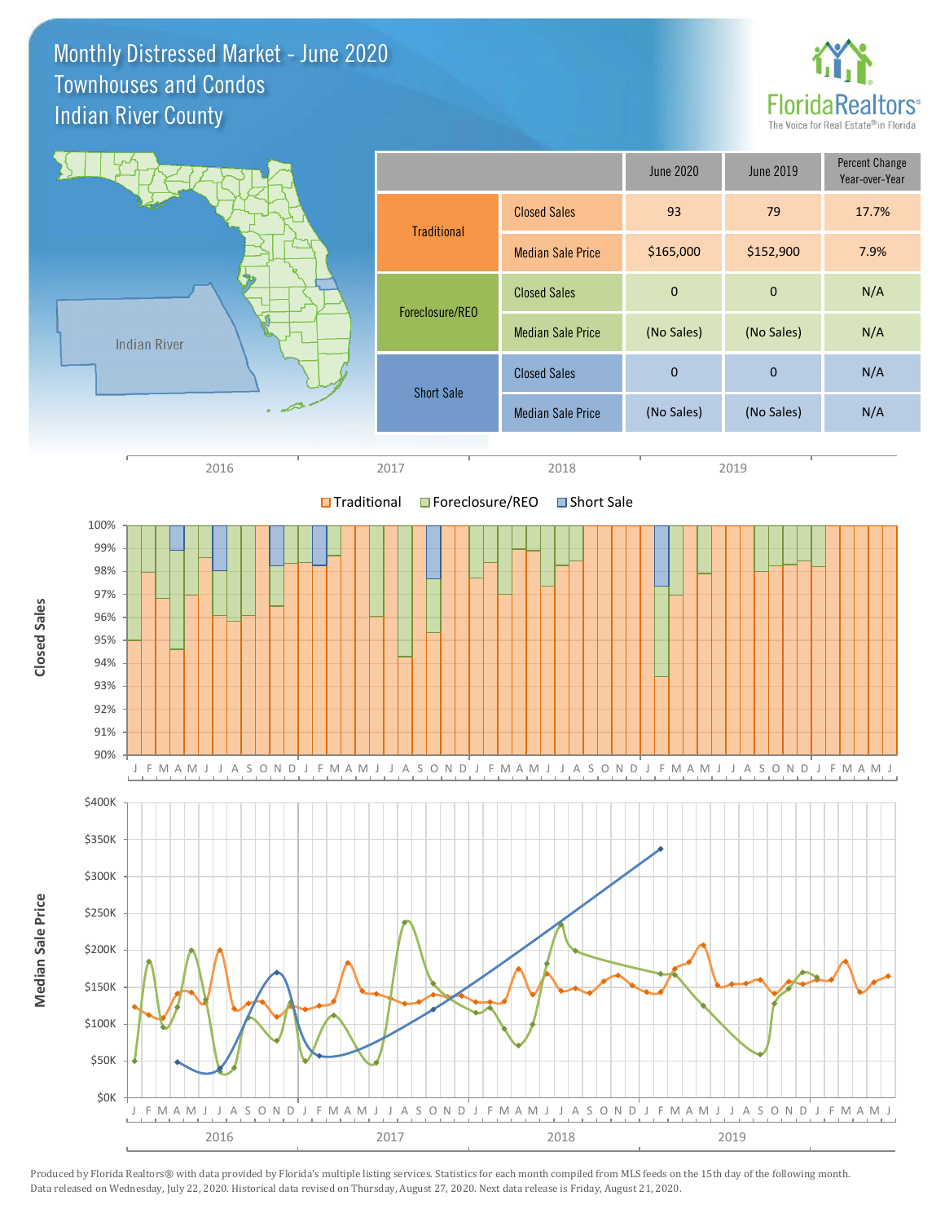# Monthly Distressed Market - June 2020
## Townhouses and Condos
## Indian River County

FloridaRealtors®
The Voice for Real Estate® in Florida

Indian River

| | | June 2020 | June 2019 | Percent Change Year-over-Year |
|---|---|---|---|---|
| Traditional | Closed Sales | 93 | 79 | 17.7% |
| | Median Sale Price | $165,000 | $152,900 | 7.9% |
| Foreclosure/REO | Closed Sales | 0 | 0 | N/A |
| | Median Sale Price | (No Sales) | (No Sales) | N/A |
| Short Sale | Closed Sales | 0 | 0 | N/A |
| | Median Sale Price | (No Sales) | (No Sales) | N/A |

2016 2017 2018 2019

Traditional Foreclosure/REO Short Sale

Closed Sales

100% 99% 98% 97% 96% 95% 94% 93% 92% 91% 90%

J F M A M J J A S O N D J F M A M J J A S O N D J F M A M J J A S O N D J F M A M J J A S O N D J F M A M J

Median Sale Price

$400K $350K $300K $250K $200K $150K $100K $50K $0K

J F M A M J J A S O N D J F M A M J J A S O N D J F M A M J J A S O N D J F M A M J J A S O N D J F M A M J

2016 2017 2018 2019

Produced by Florida Realtors® with data provided by Florida's multiple listing services. Statistics for each month compiled from MLS feeds on the 15th day of the following month. Data released on Wednesday, July 22, 2020. Historical data revised on Thursday, August 27, 2020. Next data release is Friday, August 21, 2020.